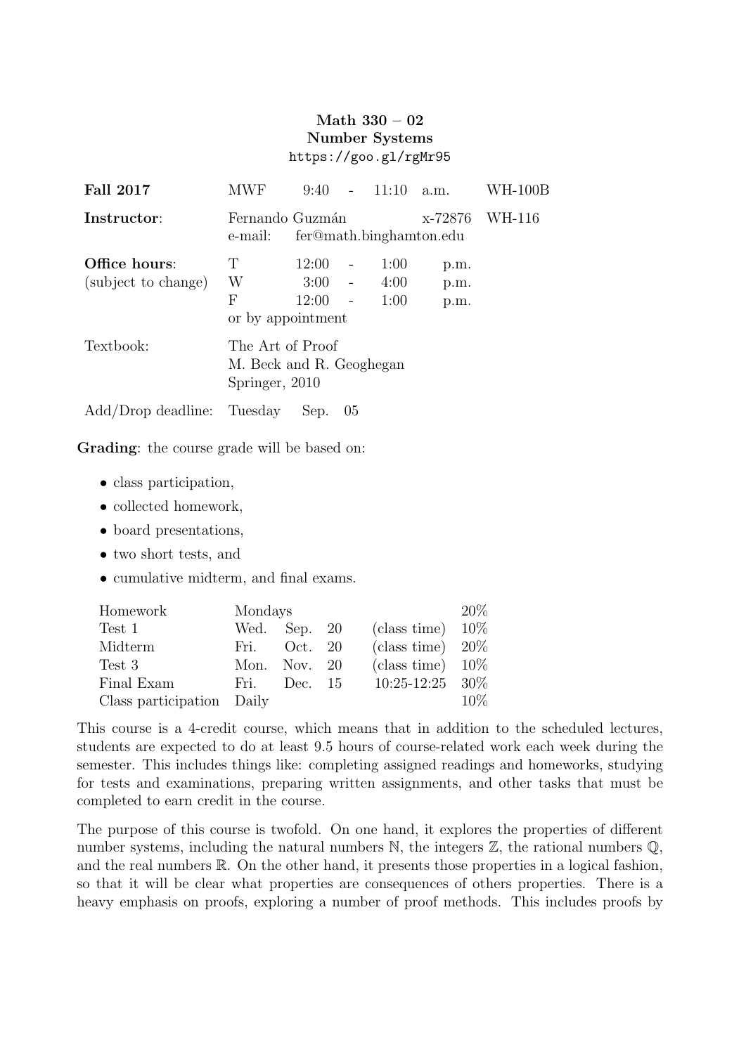**Math 330 – 02**
**Number Systems**
`https://goo.gl/rgMr95`

| | | |
|---|---|---|
| **Fall 2017** | MWF 9:40 - 11:10 a.m. | WH-100B |
| **Instructor**: | Fernando Guzmán x-72876 | WH-116 |
| | e-mail: fer@math.binghamton.edu | |
| **Office hours**: | T 12:00 - 1:00 p.m. | |
| (subject to change) | W 3:00 - 4:00 p.m. | |
| | F 12:00 - 1:00 p.m. | |
| | or by appointment | |
| Textbook: | The Art of Proof | |
| | M. Beck and R. Geoghegan | |
| | Springer, 2010 | |
| Add/Drop deadline: | Tuesday Sep. 05 | |

**Grading**: the course grade will be based on:

- class participation,
- collected homework,
- board presentations,
- two short tests, and
- cumulative midterm, and final exams.

| | | | |
|---|---|---|---|
| Homework | Mondays | | 20% |
| Test 1 | Wed. Sep. 20 | (class time) | 10% |
| Midterm | Fri. Oct. 20 | (class time) | 20% |
| Test 3 | Mon. Nov. 20 | (class time) | 10% |
| Final Exam | Fri. Dec. 15 | 10:25-12:25 | 30% |
| Class participation | Daily | | 10% |

This course is a 4-credit course, which means that in addition to the scheduled lectures, students are expected to do at least 9.5 hours of course-related work each week during the semester. This includes things like: completing assigned readings and homeworks, studying for tests and examinations, preparing written assignments, and other tasks that must be completed to earn credit in the course.

The purpose of this course is twofold. On one hand, it explores the properties of different number systems, including the natural numbers $\mathbb{N}$, the integers $\mathbb{Z}$, the rational numbers $\mathbb{Q}$, and the real numbers $\mathbb{R}$. On the other hand, it presents those properties in a logical fashion, so that it will be clear what properties are consequences of others properties. There is a heavy emphasis on proofs, exploring a number of proof methods. This includes proofs by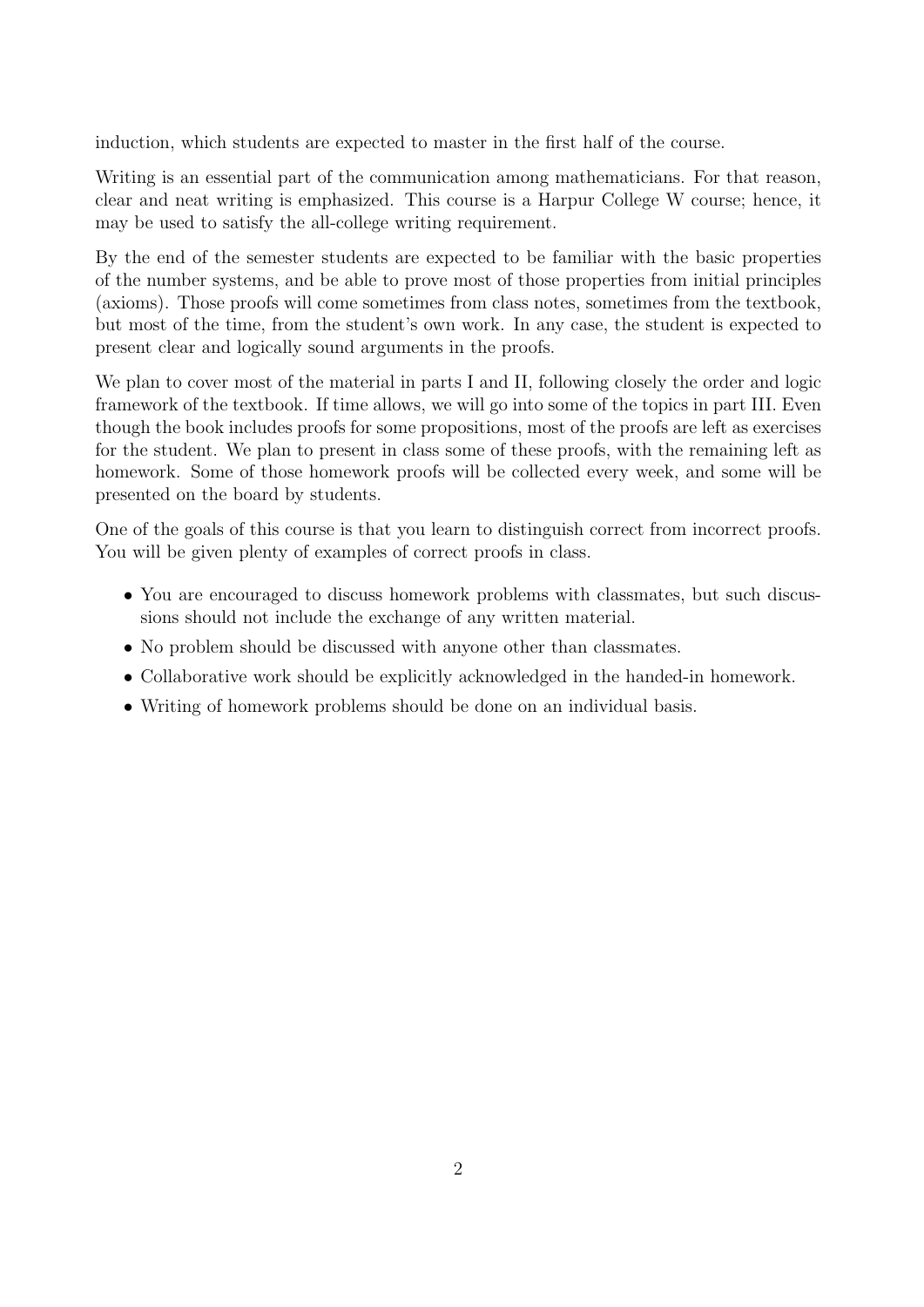induction, which students are expected to master in the first half of the course.

Writing is an essential part of the communication among mathematicians. For that reason, clear and neat writing is emphasized. This course is a Harpur College W course; hence, it may be used to satisfy the all-college writing requirement.

By the end of the semester students are expected to be familiar with the basic properties of the number systems, and be able to prove most of those properties from initial principles (axioms). Those proofs will come sometimes from class notes, sometimes from the textbook, but most of the time, from the student's own work. In any case, the student is expected to present clear and logically sound arguments in the proofs.

We plan to cover most of the material in parts I and II, following closely the order and logic framework of the textbook. If time allows, we will go into some of the topics in part III. Even though the book includes proofs for some propositions, most of the proofs are left as exercises for the student. We plan to present in class some of these proofs, with the remaining left as homework. Some of those homework proofs will be collected every week, and some will be presented on the board by students.

One of the goals of this course is that you learn to distinguish correct from incorrect proofs. You will be given plenty of examples of correct proofs in class.

- You are encouraged to discuss homework problems with classmates, but such discussions should not include the exchange of any written material.
- No problem should be discussed with anyone other than classmates.
- Collaborative work should be explicitly acknowledged in the handed-in homework.
- Writing of homework problems should be done on an individual basis.